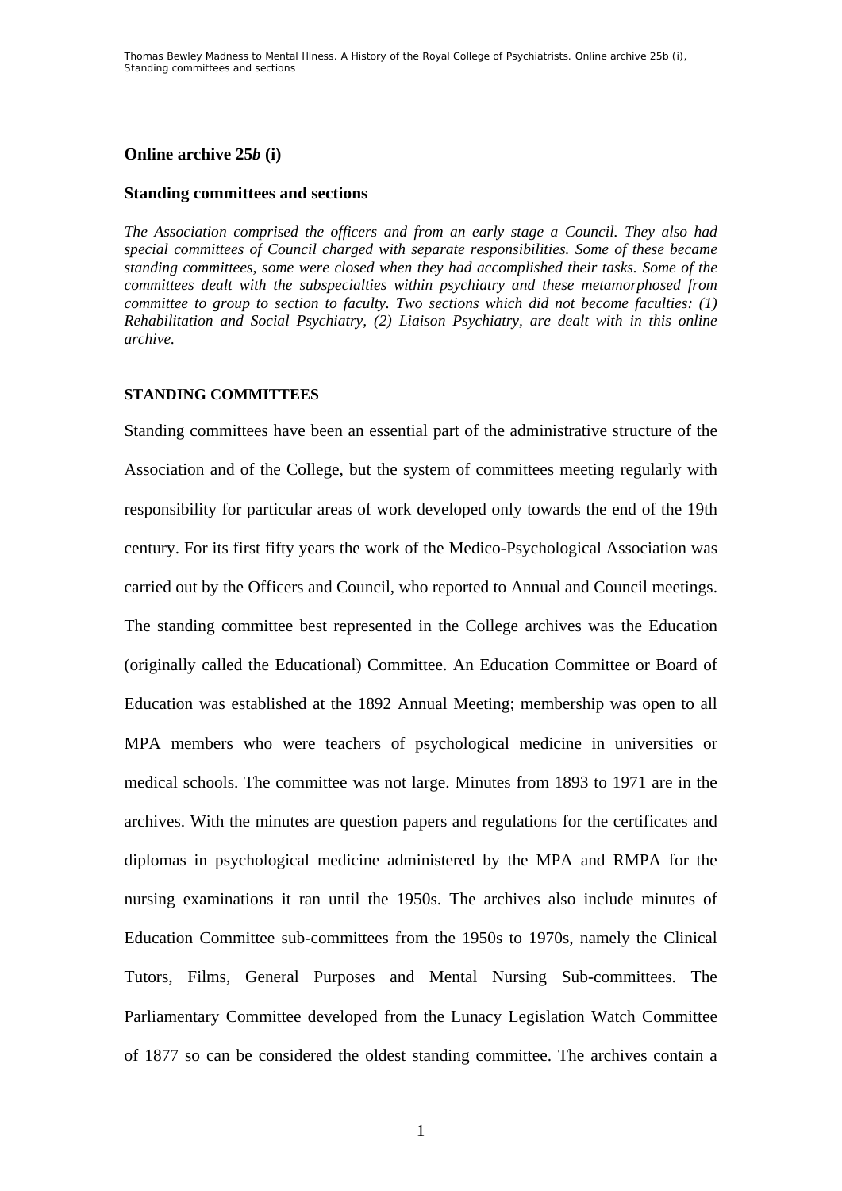## Online archive 25*b* (i)

### Standing committees and sections

*The Association comprised the officers and from an early stage a Council. They also had special committees of Council charged with separate responsibilities. Some of these became standing committees, some were closed when they had accomplished their tasks. Some of the committees dealt with the subspecialties within psychiatry and these metamorphosed from committee to group to section to faculty. Two sections which did not become faculties: (1) Rehabilitation and Social Psychiatry, (2) Liaison Psychiatry, are dealt with in this online archive.*

#### STANDING COMMITTEES

Standing committees have been an essential part of the administrative structure of the Association and of the College, but the system of committees meeting regularly with responsibility for particular areas of work developed only towards the end of the 19th century. For its first fifty years the work of the Medico-Psychological Association was carried out by the Officers and Council, who reported to Annual and Council meetings. The standing committee best represented in the College archives was the Education (originally called the Educational) Committee. An Education Committee or Board of Education was established at the 1892 Annual Meeting; membership was open to all MPA members who were teachers of psychological medicine in universities or medical schools. The committee was not large. Minutes from 1893 to 1971 are in the archives. With the minutes are question papers and regulations for the certificates and diplomas in psychological medicine administered by the MPA and RMPA for the nursing examinations it ran until the 1950s. The archives also include minutes of Education Committee sub-committees from the 1950s to 1970s, namely the Clinical Tutors, Films, General Purposes and Mental Nursing Sub-committees. The Parliamentary Committee developed from the Lunacy Legislation Watch Committee of 1877 so can be considered the oldest standing committee. The archives contain a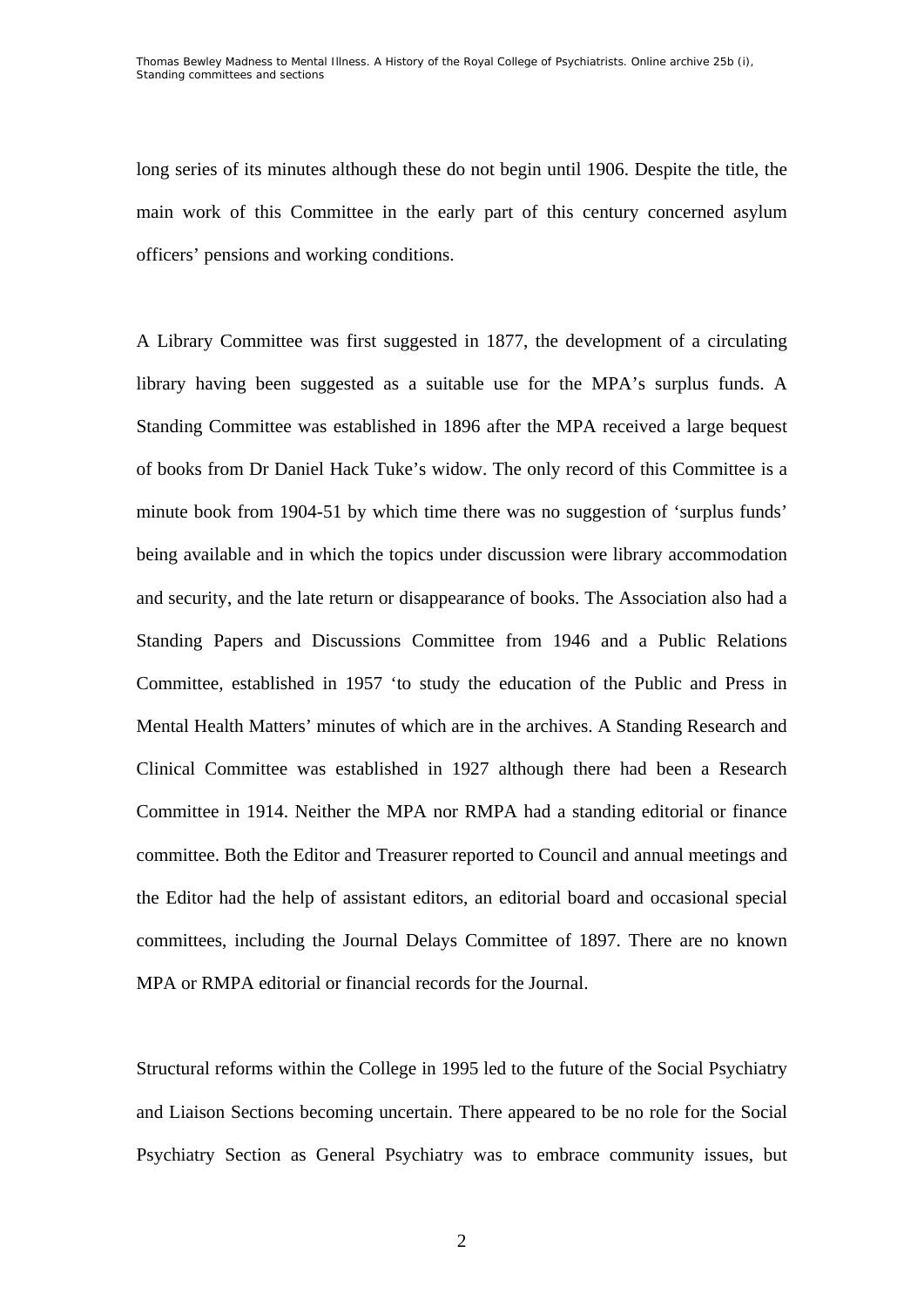long series of its minutes although these do not begin until 1906. Despite the title, the main work of this Committee in the early part of this century concerned asylum officers' pensions and working conditions.

A Library Committee was first suggested in 1877, the development of a circulating library having been suggested as a suitable use for the MPA's surplus funds. A Standing Committee was established in 1896 after the MPA received a large bequest of books from Dr Daniel Hack Tuke's widow. The only record of this Committee is a minute book from 1904-51 by which time there was no suggestion of 'surplus funds' being available and in which the topics under discussion were library accommodation and security, and the late return or disappearance of books. The Association also had a Standing Papers and Discussions Committee from 1946 and a Public Relations Committee, established in 1957 'to study the education of the Public and Press in Mental Health Matters' minutes of which are in the archives. A Standing Research and Clinical Committee was established in 1927 although there had been a Research Committee in 1914. Neither the MPA nor RMPA had a standing editorial or finance committee. Both the Editor and Treasurer reported to Council and annual meetings and the Editor had the help of assistant editors, an editorial board and occasional special committees, including the Journal Delays Committee of 1897. There are no known MPA or RMPA editorial or financial records for the Journal.

Structural reforms within the College in 1995 led to the future of the Social Psychiatry and Liaison Sections becoming uncertain. There appeared to be no role for the Social Psychiatry Section as General Psychiatry was to embrace community issues, but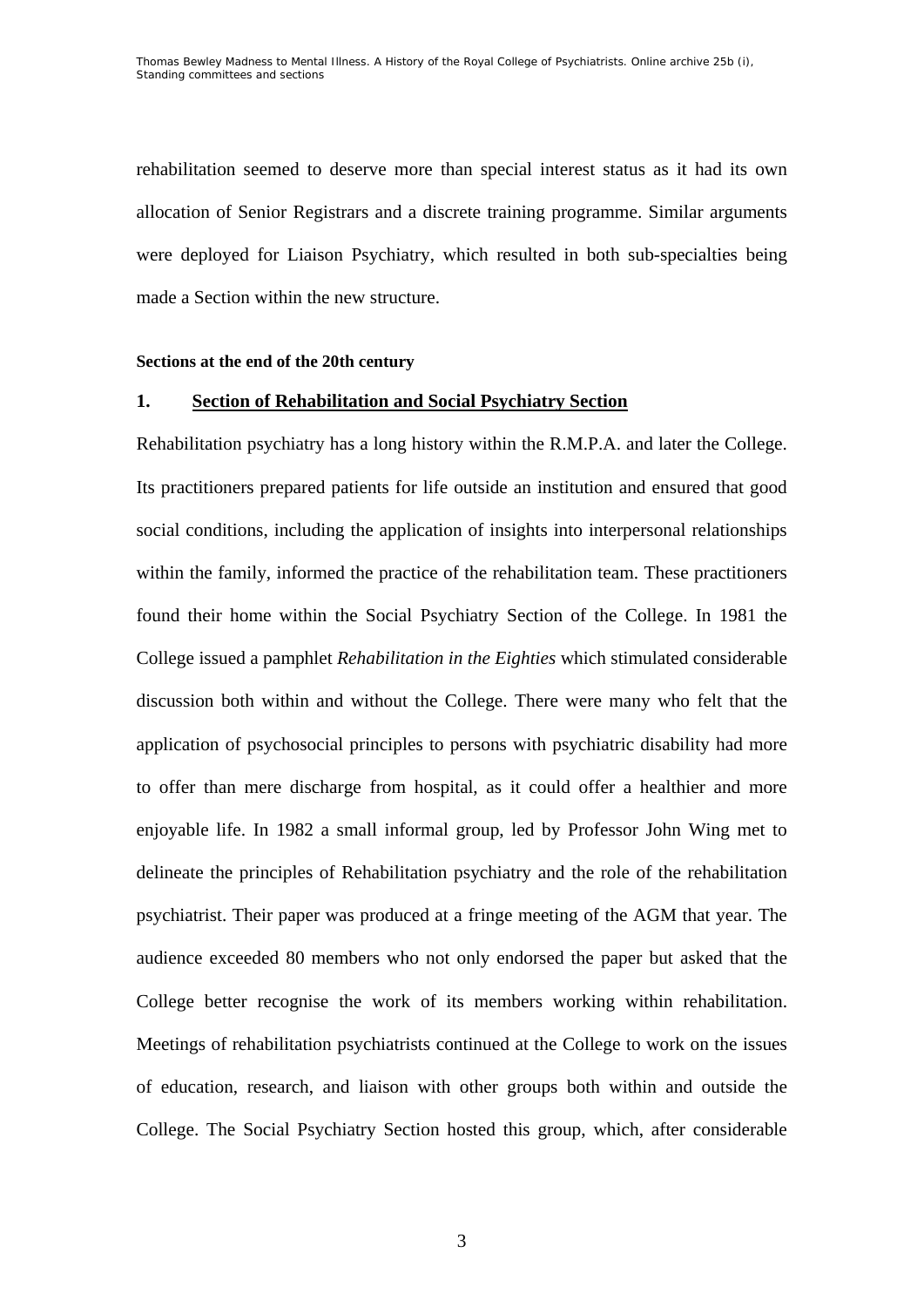rehabilitation seemed to deserve more than special interest status as it had its own allocation of Senior Registrars and a discrete training programme. Similar arguments were deployed for Liaison Psychiatry, which resulted in both sub-specialties being made a Section within the new structure.

**Sections at the end of the 20th century**

**1. Section of Rehabilitation and Social Psychiatry Section**

Rehabilitation psychiatry has a long history within the R.M.P.A. and later the College. Its practitioners prepared patients for life outside an institution and ensured that good social conditions, including the application of insights into interpersonal relationships within the family, informed the practice of the rehabilitation team. These practitioners found their home within the Social Psychiatry Section of the College. In 1981 the College issued a pamphlet *Rehabilitation in the Eighties* which stimulated considerable discussion both within and without the College. There were many who felt that the application of psychosocial principles to persons with psychiatric disability had more to offer than mere discharge from hospital, as it could offer a healthier and more enjoyable life. In 1982 a small informal group, led by Professor John Wing met to delineate the principles of Rehabilitation psychiatry and the role of the rehabilitation psychiatrist. Their paper was produced at a fringe meeting of the AGM that year. The audience exceeded 80 members who not only endorsed the paper but asked that the College better recognise the work of its members working within rehabilitation. Meetings of rehabilitation psychiatrists continued at the College to work on the issues of education, research, and liaison with other groups both within and outside the College. The Social Psychiatry Section hosted this group, which, after considerable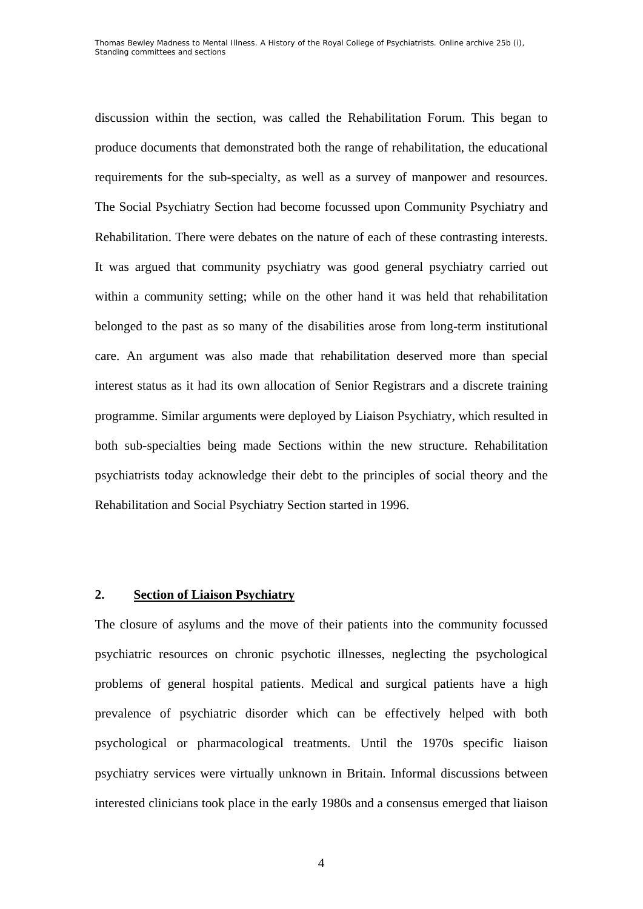discussion within the section, was called the Rehabilitation Forum. This began to produce documents that demonstrated both the range of rehabilitation, the educational requirements for the sub-specialty, as well as a survey of manpower and resources. The Social Psychiatry Section had become focussed upon Community Psychiatry and Rehabilitation. There were debates on the nature of each of these contrasting interests. It was argued that community psychiatry was good general psychiatry carried out within a community setting; while on the other hand it was held that rehabilitation belonged to the past as so many of the disabilities arose from long-term institutional care. An argument was also made that rehabilitation deserved more than special interest status as it had its own allocation of Senior Registrars and a discrete training programme. Similar arguments were deployed by Liaison Psychiatry, which resulted in both sub-specialties being made Sections within the new structure. Rehabilitation psychiatrists today acknowledge their debt to the principles of social theory and the Rehabilitation and Social Psychiatry Section started in 1996.

## 2. Section of Liaison Psychiatry

The closure of asylums and the move of their patients into the community focussed psychiatric resources on chronic psychotic illnesses, neglecting the psychological problems of general hospital patients. Medical and surgical patients have a high prevalence of psychiatric disorder which can be effectively helped with both psychological or pharmacological treatments. Until the 1970s specific liaison psychiatry services were virtually unknown in Britain. Informal discussions between interested clinicians took place in the early 1980s and a consensus emerged that liaison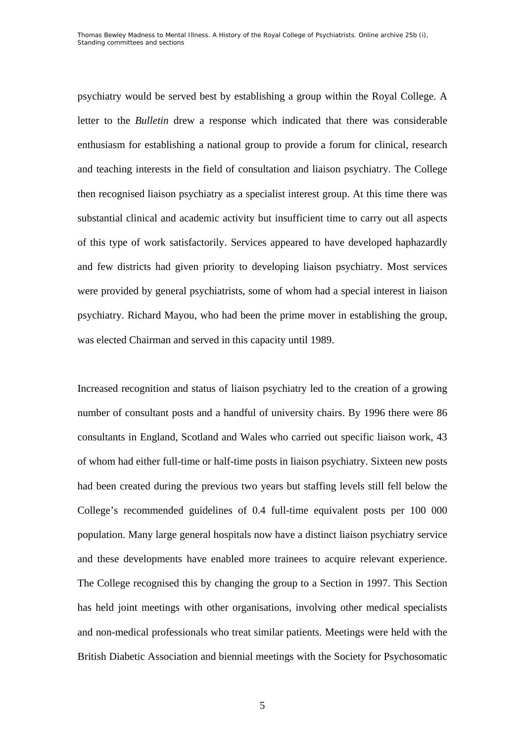psychiatry would be served best by establishing a group within the Royal College. A letter to the *Bulletin* drew a response which indicated that there was considerable enthusiasm for establishing a national group to provide a forum for clinical, research and teaching interests in the field of consultation and liaison psychiatry. The College then recognised liaison psychiatry as a specialist interest group. At this time there was substantial clinical and academic activity but insufficient time to carry out all aspects of this type of work satisfactorily. Services appeared to have developed haphazardly and few districts had given priority to developing liaison psychiatry. Most services were provided by general psychiatrists, some of whom had a special interest in liaison psychiatry. Richard Mayou, who had been the prime mover in establishing the group, was elected Chairman and served in this capacity until 1989.

Increased recognition and status of liaison psychiatry led to the creation of a growing number of consultant posts and a handful of university chairs. By 1996 there were 86 consultants in England, Scotland and Wales who carried out specific liaison work, 43 of whom had either full-time or half-time posts in liaison psychiatry. Sixteen new posts had been created during the previous two years but staffing levels still fell below the College's recommended guidelines of 0.4 full-time equivalent posts per 100 000 population. Many large general hospitals now have a distinct liaison psychiatry service and these developments have enabled more trainees to acquire relevant experience. The College recognised this by changing the group to a Section in 1997. This Section has held joint meetings with other organisations, involving other medical specialists and non-medical professionals who treat similar patients. Meetings were held with the British Diabetic Association and biennial meetings with the Society for Psychosomatic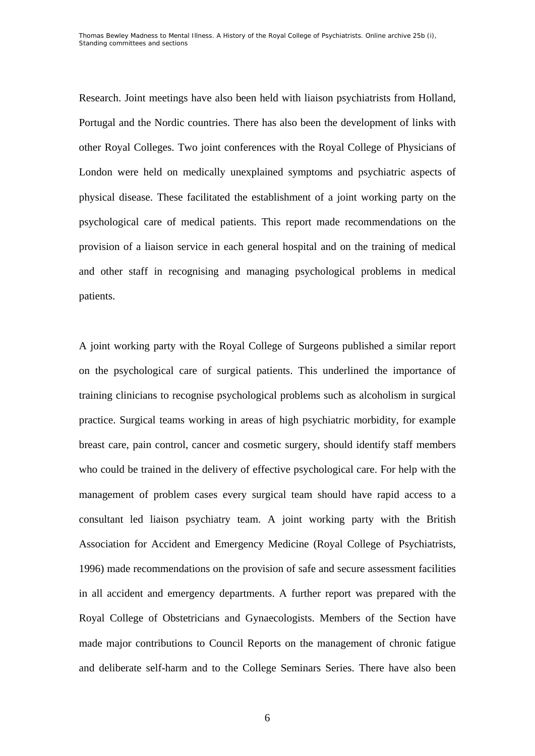Research. Joint meetings have also been held with liaison psychiatrists from Holland, Portugal and the Nordic countries. There has also been the development of links with other Royal Colleges. Two joint conferences with the Royal College of Physicians of London were held on medically unexplained symptoms and psychiatric aspects of physical disease. These facilitated the establishment of a joint working party on the psychological care of medical patients. This report made recommendations on the provision of a liaison service in each general hospital and on the training of medical and other staff in recognising and managing psychological problems in medical patients.

A joint working party with the Royal College of Surgeons published a similar report on the psychological care of surgical patients. This underlined the importance of training clinicians to recognise psychological problems such as alcoholism in surgical practice. Surgical teams working in areas of high psychiatric morbidity, for example breast care, pain control, cancer and cosmetic surgery, should identify staff members who could be trained in the delivery of effective psychological care. For help with the management of problem cases every surgical team should have rapid access to a consultant led liaison psychiatry team. A joint working party with the British Association for Accident and Emergency Medicine (Royal College of Psychiatrists, 1996) made recommendations on the provision of safe and secure assessment facilities in all accident and emergency departments. A further report was prepared with the Royal College of Obstetricians and Gynaecologists. Members of the Section have made major contributions to Council Reports on the management of chronic fatigue and deliberate self-harm and to the College Seminars Series. There have also been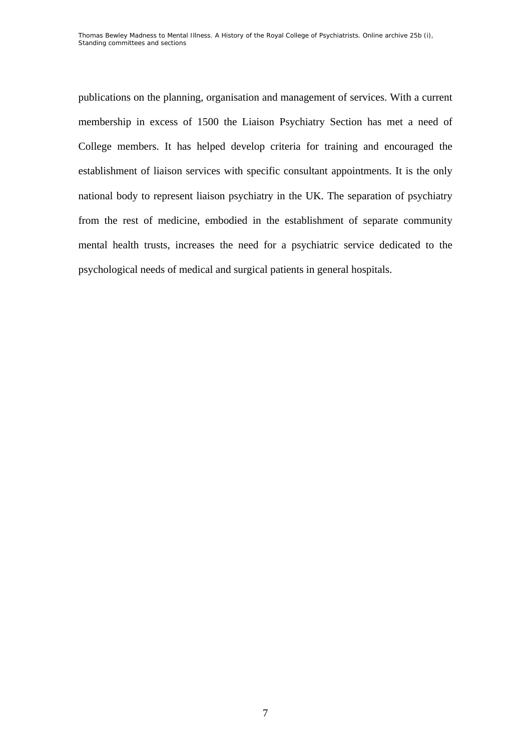publications on the planning, organisation and management of services. With a current membership in excess of 1500 the Liaison Psychiatry Section has met a need of College members. It has helped develop criteria for training and encouraged the establishment of liaison services with specific consultant appointments. It is the only national body to represent liaison psychiatry in the UK. The separation of psychiatry from the rest of medicine, embodied in the establishment of separate community mental health trusts, increases the need for a psychiatric service dedicated to the psychological needs of medical and surgical patients in general hospitals.